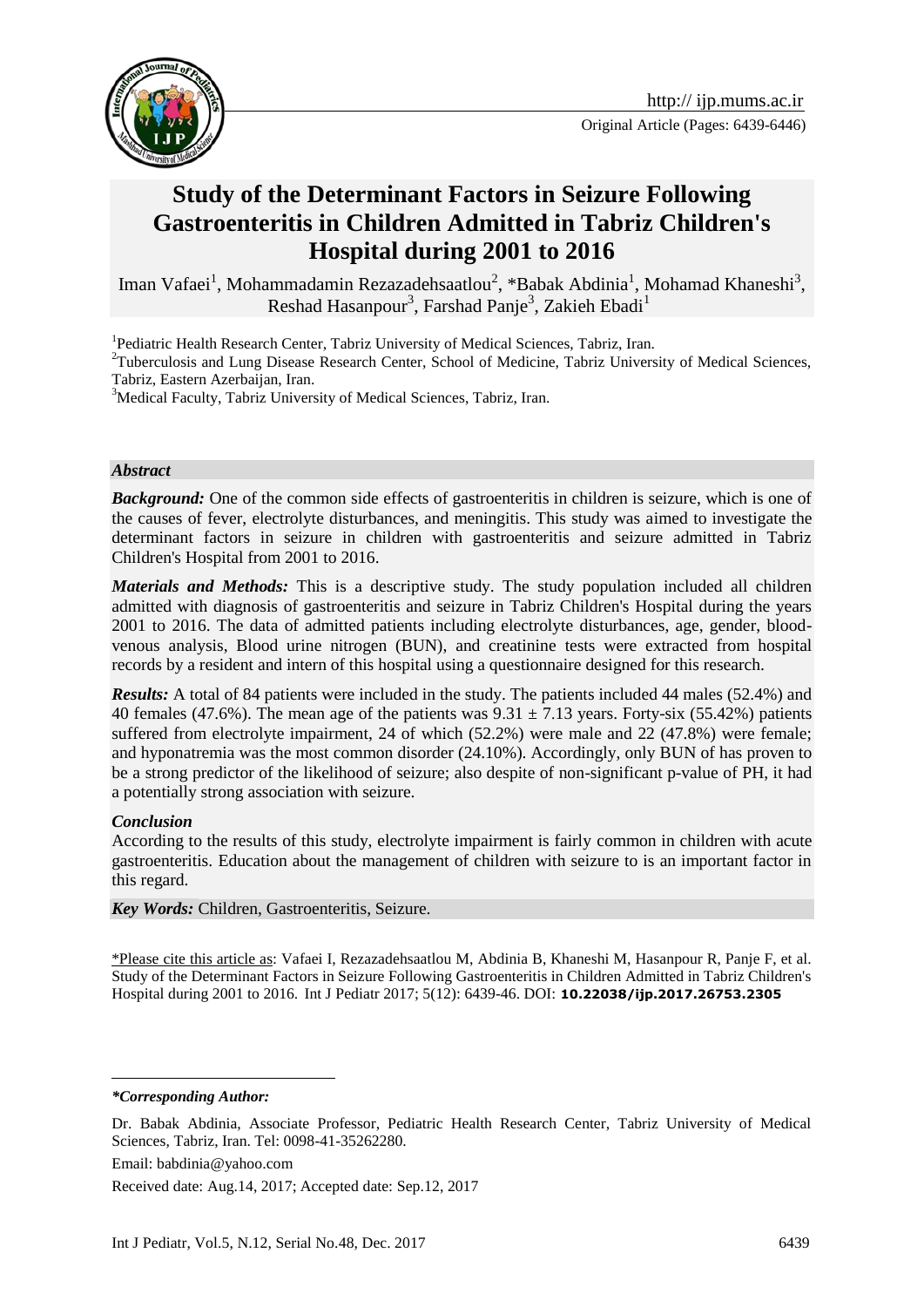Original Article (Pages: 6439-6446)

# Study of the Determinant Factors in Seizure Following Gastroenteritis in Children Admitted in Tabriz Children's Hospital during 2001 to 2016

Iman Vafaei[1], Mohammadamin Rezazadehsaatlou[2], *Babak Abdinia[1], Mohamad Khaneshi[3], Reshad Hasanpour[3], Farshad Panje[3], Zakieh Ebadi[1]

[1]Pediatric Health Research Center, Tabriz University of Medical Sciences, Tabriz, Iran.

[2]Tuberculosis and Lung Disease Research Center, School of Medicine, Tabriz University of Medical Sciences, Tabriz, Eastern Azerbaijan, Iran.

[3]Medical Faculty, Tabriz University of Medical Sciences, Tabriz, Iran.

## Abstract

***Background:*** One of the common side effects of gastroenteritis in children is seizure, which is one of the causes of fever, electrolyte disturbances, and meningitis. This study was aimed to investigate the determinant factors in seizure in children with gastroenteritis and seizure admitted in Tabriz Children's Hospital from 2001 to 2016.

***Materials and Methods:*** This is a descriptive study. The study population included all children admitted with diagnosis of gastroenteritis and seizure in Tabriz Children's Hospital during the years 2001 to 2016. The data of admitted patients including electrolyte disturbances, age, gender, blood-venous analysis, Blood urine nitrogen (BUN), and creatinine tests were extracted from hospital records by a resident and intern of this hospital using a questionnaire designed for this research.

***Results:*** A total of 84 patients were included in the study. The patients included 44 males (52.4%) and 40 females (47.6%). The mean age of the patients was $9.31 \pm 7.13$ years. Forty-six (55.42%) patients suffered from electrolyte impairment, 24 of which (52.2%) were male and 22 (47.8%) were female; and hyponatremia was the most common disorder (24.10%). Accordingly, only BUN of has proven to be a strong predictor of the likelihood of seizure; also despite of non-significant p-value of PH, it had a potentially strong association with seizure.

***Conclusion***

According to the results of this study, electrolyte impairment is fairly common in children with acute gastroenteritis. Education about the management of children with seizure to is an important factor in this regard.

***Key Words:*** Children, Gastroenteritis, Seizure.

*Please cite this article as: Vafaei I, Rezazadehsaatlou M, Abdinia B, Khaneshi M, Hasanpour R, Panje F, et al. Study of the Determinant Factors in Seizure Following Gastroenteritis in Children Admitted in Tabriz Children's Hospital during 2001 to 2016. Int J Pediatr 2017; 5(12): 6439-46. DOI: **10.22038/ijp.2017.26753.2305**

---

***\*Corresponding Author:***

Dr. Babak Abdinia, Associate Professor, Pediatric Health Research Center, Tabriz University of Medical Sciences, Tabriz, Iran. Tel: 0098-41-35262280.

Email: babdinia@yahoo.com

Received date: Aug.14, 2017; Accepted date: Sep.12, 2017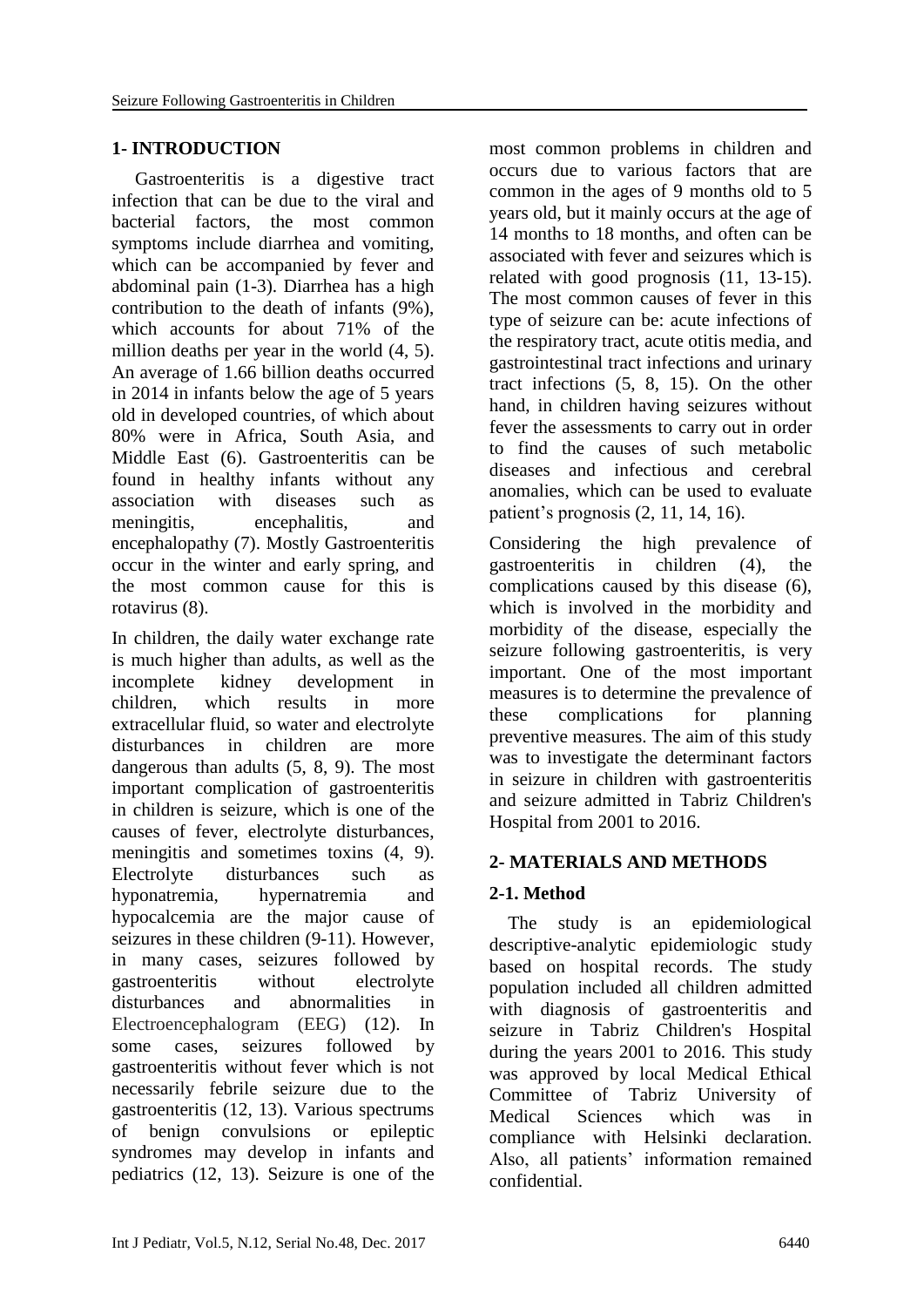## 1- INTRODUCTION

Gastroenteritis is a digestive tract infection that can be due to the viral and bacterial factors, the most common symptoms include diarrhea and vomiting, which can be accompanied by fever and abdominal pain (1-3). Diarrhea has a high contribution to the death of infants (9%), which accounts for about 71% of the million deaths per year in the world (4, 5). An average of 1.66 billion deaths occurred in 2014 in infants below the age of 5 years old in developed countries, of which about 80% were in Africa, South Asia, and Middle East (6). Gastroenteritis can be found in healthy infants without any association with diseases such as meningitis, encephalitis, and encephalopathy (7). Mostly Gastroenteritis occur in the winter and early spring, and the most common cause for this is rotavirus (8).

In children, the daily water exchange rate is much higher than adults, as well as the incomplete kidney development in children, which results in more extracellular fluid, so water and electrolyte disturbances in children are more dangerous than adults (5, 8, 9). The most important complication of gastroenteritis in children is seizure, which is one of the causes of fever, electrolyte disturbances, meningitis and sometimes toxins (4, 9). Electrolyte disturbances such as hyponatremia, hypernatremia and hypocalcemia are the major cause of seizures in these children (9-11). However, in many cases, seizures followed by gastroenteritis without electrolyte disturbances and abnormalities in Electroencephalogram (EEG) (12). In some cases, seizures followed by gastroenteritis without fever which is not necessarily febrile seizure due to the gastroenteritis (12, 13). Various spectrums of benign convulsions or epileptic syndromes may develop in infants and pediatrics (12, 13). Seizure is one of the most common problems in children and occurs due to various factors that are common in the ages of 9 months old to 5 years old, but it mainly occurs at the age of 14 months to 18 months, and often can be associated with fever and seizures which is related with good prognosis (11, 13-15). The most common causes of fever in this type of seizure can be: acute infections of the respiratory tract, acute otitis media, and gastrointestinal tract infections and urinary tract infections (5, 8, 15). On the other hand, in children having seizures without fever the assessments to carry out in order to find the causes of such metabolic diseases and infectious and cerebral anomalies, which can be used to evaluate patient's prognosis (2, 11, 14, 16).

Considering the high prevalence of gastroenteritis in children (4), the complications caused by this disease (6), which is involved in the morbidity and morbidity of the disease, especially the seizure following gastroenteritis, is very important. One of the most important measures is to determine the prevalence of these complications for planning preventive measures. The aim of this study was to investigate the determinant factors in seizure in children with gastroenteritis and seizure admitted in Tabriz Children's Hospital from 2001 to 2016.

## 2- MATERIALS AND METHODS

### 2-1. Method

The study is an epidemiological descriptive-analytic epidemiologic study based on hospital records. The study population included all children admitted with diagnosis of gastroenteritis and seizure in Tabriz Children's Hospital during the years 2001 to 2016. This study was approved by local Medical Ethical Committee of Tabriz University of Medical Sciences which was in compliance with Helsinki declaration. Also, all patients' information remained confidential.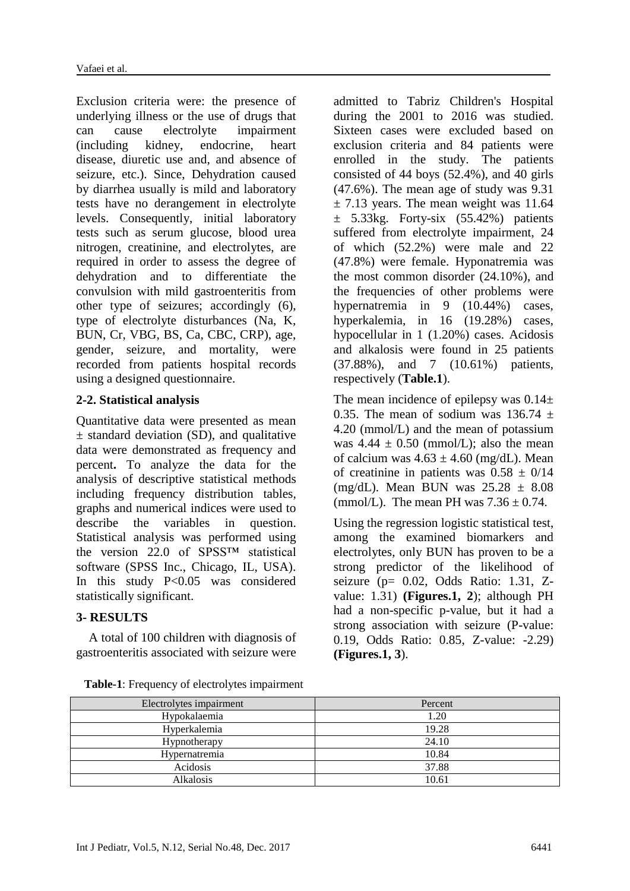Exclusion criteria were: the presence of underlying illness or the use of drugs that can cause electrolyte impairment (including kidney, endocrine, heart disease, diuretic use and, and absence of seizure, etc.). Since, Dehydration caused by diarrhea usually is mild and laboratory tests have no derangement in electrolyte levels. Consequently, initial laboratory tests such as serum glucose, blood urea nitrogen, creatinine, and electrolytes, are required in order to assess the degree of dehydration and to differentiate the convulsion with mild gastroenteritis from other type of seizures; accordingly (6), type of electrolyte disturbances (Na, K, BUN, Cr, VBG, BS, Ca, CBC, CRP), age, gender, seizure, and mortality, were recorded from patients hospital records using a designed questionnaire.

### 2-2. Statistical analysis

Quantitative data were presented as mean ± standard deviation (SD), and qualitative data were demonstrated as frequency and percent**.** To analyze the data for the analysis of descriptive statistical methods including frequency distribution tables, graphs and numerical indices were used to describe the variables in question. Statistical analysis was performed using the version 22.0 of SPSS™ statistical software (SPSS Inc., Chicago, IL, USA). In this study P<0.05 was considered statistically significant.

## 3- RESULTS

A total of 100 children with diagnosis of gastroenteritis associated with seizure were admitted to Tabriz Children's Hospital during the 2001 to 2016 was studied. Sixteen cases were excluded based on exclusion criteria and 84 patients were enrolled in the study. The patients consisted of 44 boys (52.4%), and 40 girls (47.6%). The mean age of study was 9.31 ± 7.13 years. The mean weight was 11.64 ± 5.33kg. Forty-six (55.42%) patients suffered from electrolyte impairment, 24 of which (52.2%) were male and 22 (47.8%) were female. Hyponatremia was the most common disorder (24.10%), and the frequencies of other problems were hypernatremia in 9 (10.44%) cases, hyperkalemia, in 16 (19.28%) cases, hypocellular in 1 (1.20%) cases. Acidosis and alkalosis were found in 25 patients (37.88%), and 7 (10.61%) patients, respectively (**Table.1**).

The mean incidence of epilepsy was 0.14± 0.35. The mean of sodium was 136.74 ± 4.20 (mmol/L) and the mean of potassium was 4.44 ± 0.50 (mmol/L); also the mean of calcium was 4.63 ± 4.60 (mg/dL). Mean of creatinine in patients was 0.58 ± 0/14 (mg/dL). Mean BUN was 25.28 ± 8.08 (mmol/L). The mean PH was 7.36 ± 0.74.

Using the regression logistic statistical test, among the examined biomarkers and electrolytes, only BUN has proven to be a strong predictor of the likelihood of seizure (p= 0.02, Odds Ratio: 1.31, Z-value: 1.31) **(Figures.1, 2)**; although PH had a non-specific p-value, but it had a strong association with seizure (P-value: 0.19, Odds Ratio: 0.85, Z-value: -2.29) **(Figures.1, 3)**.

**Table-1**: Frequency of electrolytes impairment

| Electrolytes impairment | Percent |
|---|---|
| Hypokalaemia | 1.20 |
| Hyperkalemia | 19.28 |
| Hypnotherapy | 24.10 |
| Hypernatremia | 10.84 |
| Acidosis | 37.88 |
| Alkalosis | 10.61 |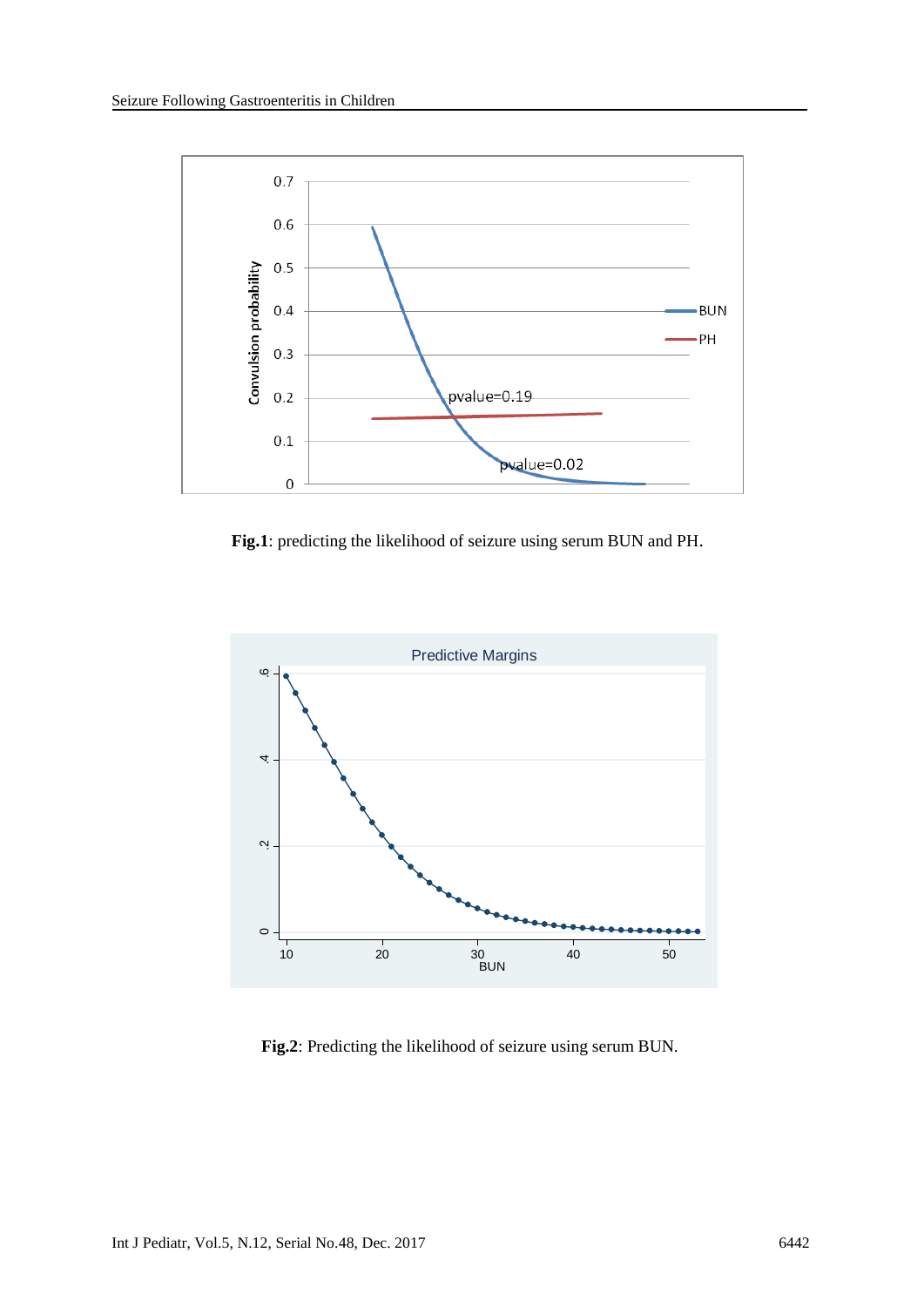**Fig.1**: predicting the likelihood of seizure using serum BUN and PH.

**Fig.2**: Predicting the likelihood of seizure using serum BUN.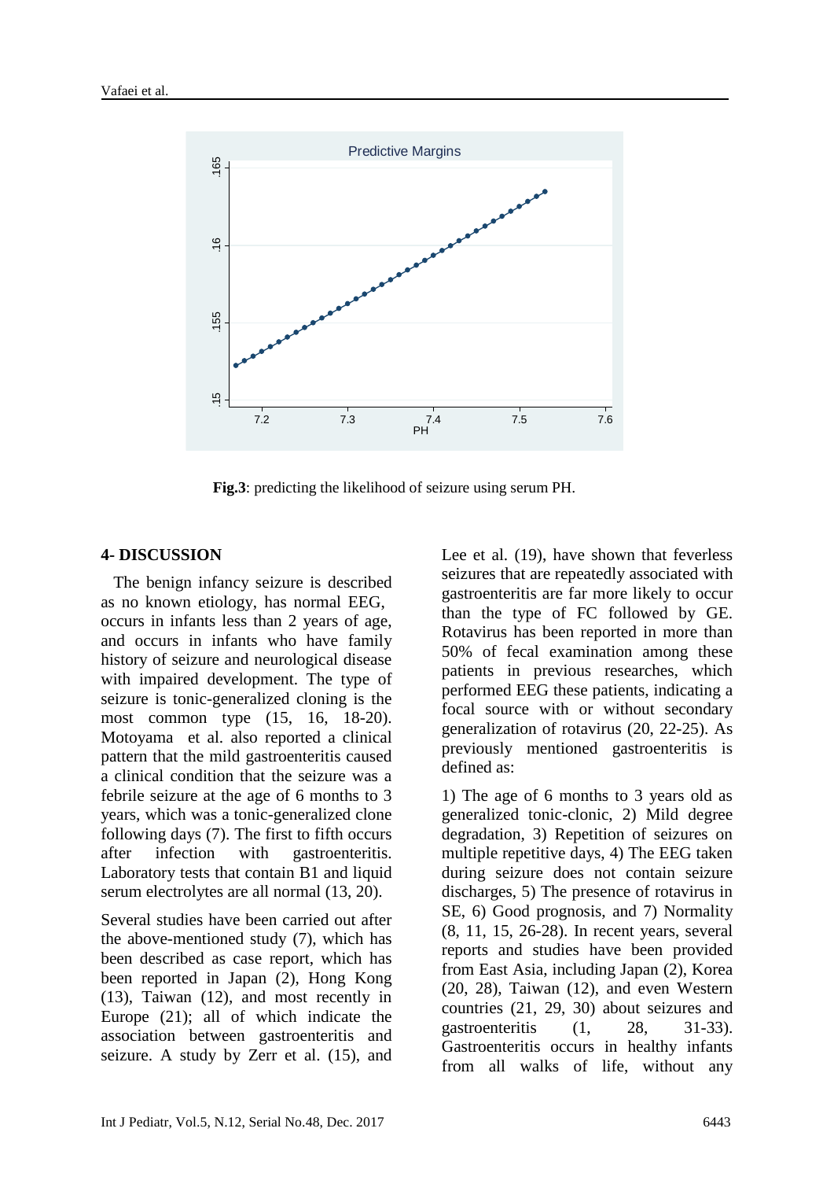**Fig.3**: predicting the likelihood of seizure using serum PH.

## 4- DISCUSSION

The benign infancy seizure is described as no known etiology, has normal EEG, occurs in infants less than 2 years of age, and occurs in infants who have family history of seizure and neurological disease with impaired development. The type of seizure is tonic-generalized cloning is the most common type (15, 16, 18-20). Motoyama et al. also reported a clinical pattern that the mild gastroenteritis caused a clinical condition that the seizure was a febrile seizure at the age of 6 months to 3 years, which was a tonic-generalized clone following days (7). The first to fifth occurs after infection with gastroenteritis. Laboratory tests that contain B1 and liquid serum electrolytes are all normal (13, 20).

Several studies have been carried out after the above-mentioned study (7), which has been described as case report, which has been reported in Japan (2), Hong Kong (13), Taiwan (12), and most recently in Europe (21); all of which indicate the association between gastroenteritis and seizure. A study by Zerr et al. (15), and Lee et al. (19), have shown that feverless seizures that are repeatedly associated with gastroenteritis are far more likely to occur than the type of FC followed by GE. Rotavirus has been reported in more than 50% of fecal examination among these patients in previous researches, which performed EEG these patients, indicating a focal source with or without secondary generalization of rotavirus (20, 22-25). As previously mentioned gastroenteritis is defined as:

1) The age of 6 months to 3 years old as generalized tonic-clonic, 2) Mild degree degradation, 3) Repetition of seizures on multiple repetitive days, 4) The EEG taken during seizure does not contain seizure discharges, 5) The presence of rotavirus in SE, 6) Good prognosis, and 7) Normality (8, 11, 15, 26-28). In recent years, several reports and studies have been provided from East Asia, including Japan (2), Korea (20, 28), Taiwan (12), and even Western countries (21, 29, 30) about seizures and gastroenteritis (1, 28, 31-33). Gastroenteritis occurs in healthy infants from all walks of life, without any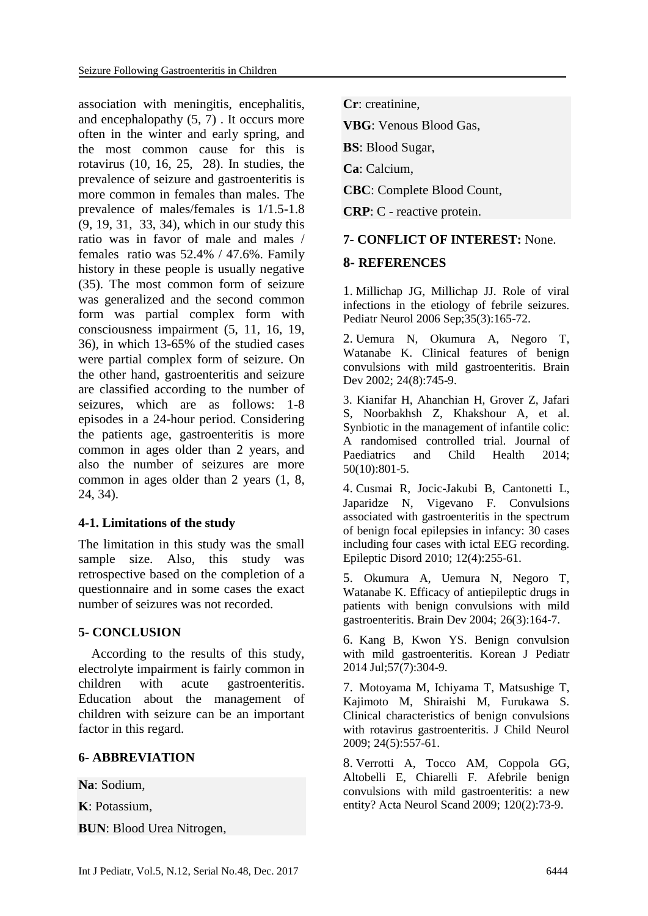association with meningitis, encephalitis, and encephalopathy (5, 7) . It occurs more often in the winter and early spring, and the most common cause for this is rotavirus (10, 16, 25, 28). In studies, the prevalence of seizure and gastroenteritis is more common in females than males. The prevalence of males/females is 1/1.5-1.8 (9, 19, 31, 33, 34), which in our study this ratio was in favor of male and males / females ratio was 52.4% / 47.6%. Family history in these people is usually negative (35). The most common form of seizure was generalized and the second common form was partial complex form with consciousness impairment (5, 11, 16, 19, 36), in which 13-65% of the studied cases were partial complex form of seizure. On the other hand, gastroenteritis and seizure are classified according to the number of seizures, which are as follows: 1-8 episodes in a 24-hour period. Considering the patients age, gastroenteritis is more common in ages older than 2 years, and also the number of seizures are more common in ages older than 2 years (1, 8, 24, 34).

### 4-1. Limitations of the study

The limitation in this study was the small sample size. Also, this study was retrospective based on the completion of a questionnaire and in some cases the exact number of seizures was not recorded.

## 5- CONCLUSION

According to the results of this study, electrolyte impairment is fairly common in children with acute gastroenteritis. Education about the management of children with seizure can be an important factor in this regard.

## 6- ABBREVIATION

**Na**: Sodium,

**K**: Potassium,

**BUN**: Blood Urea Nitrogen,

**Cr**: creatinine,

**VBG**: Venous Blood Gas,

**BS**: Blood Sugar,

**Ca**: Calcium,

**CBC**: Complete Blood Count,

**CRP**: C - reactive protein.

## 7- CONFLICT OF INTEREST: None.

## 8- REFERENCES

1. Millichap JG, Millichap JJ. Role of viral infections in the etiology of febrile seizures. Pediatr Neurol 2006 Sep;35(3):165-72.

2. Uemura N, Okumura A, Negoro T, Watanabe K. Clinical features of benign convulsions with mild gastroenteritis. Brain Dev 2002; 24(8):745-9.

3. Kianifar H, Ahanchian H, Grover Z, Jafari S, Noorbakhsh Z, Khakshour A, et al. Synbiotic in the management of infantile colic: A randomised controlled trial. Journal of Paediatrics and Child Health 2014; 50(10):801-5.

4. Cusmai R, Jocic-Jakubi B, Cantonetti L, Japaridze N, Vigevano F. Convulsions associated with gastroenteritis in the spectrum of benign focal epilepsies in infancy: 30 cases including four cases with ictal EEG recording. Epileptic Disord 2010; 12(4):255-61.

5. Okumura A, Uemura N, Negoro T, Watanabe K. Efficacy of antiepileptic drugs in patients with benign convulsions with mild gastroenteritis. Brain Dev 2004; 26(3):164-7.

6. Kang B, Kwon YS. Benign convulsion with mild gastroenteritis. Korean J Pediatr 2014 Jul;57(7):304-9.

7. Motoyama M, Ichiyama T, Matsushige T, Kajimoto M, Shiraishi M, Furukawa S. Clinical characteristics of benign convulsions with rotavirus gastroenteritis. J Child Neurol 2009; 24(5):557-61.

8. Verrotti A, Tocco AM, Coppola GG, Altobelli E, Chiarelli F. Afebrile benign convulsions with mild gastroenteritis: a new entity? Acta Neurol Scand 2009; 120(2):73-9.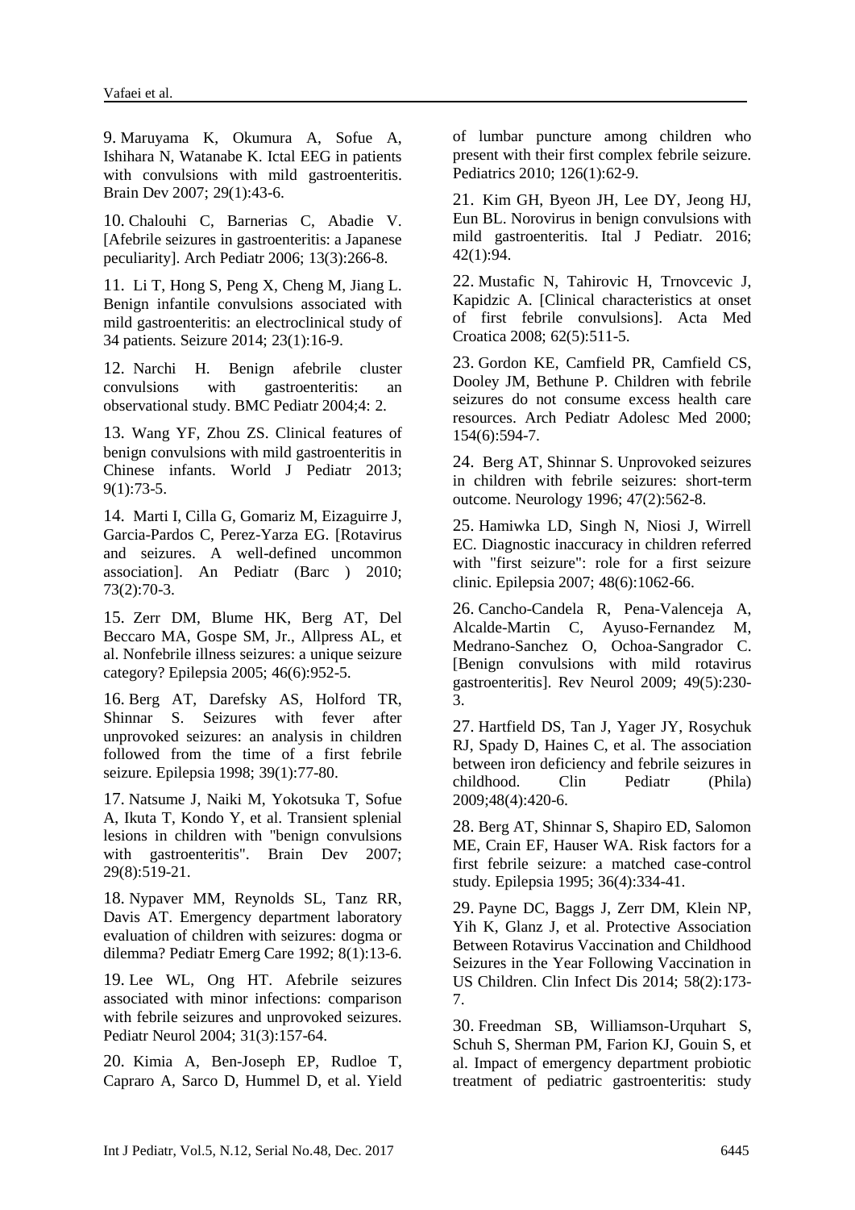9. Maruyama K, Okumura A, Sofue A, Ishihara N, Watanabe K. Ictal EEG in patients with convulsions with mild gastroenteritis. Brain Dev 2007; 29(1):43-6.

10. Chalouhi C, Barnerias C, Abadie V. [Afebrile seizures in gastroenteritis: a Japanese peculiarity]. Arch Pediatr 2006; 13(3):266-8.

11. Li T, Hong S, Peng X, Cheng M, Jiang L. Benign infantile convulsions associated with mild gastroenteritis: an electroclinical study of 34 patients. Seizure 2014; 23(1):16-9.

12. Narchi H. Benign afebrile cluster convulsions with gastroenteritis: an observational study. BMC Pediatr 2004;4: 2.

13. Wang YF, Zhou ZS. Clinical features of benign convulsions with mild gastroenteritis in Chinese infants. World J Pediatr 2013; 9(1):73-5.

14. Marti I, Cilla G, Gomariz M, Eizaguirre J, Garcia-Pardos C, Perez-Yarza EG. [Rotavirus and seizures. A well-defined uncommon association]. An Pediatr (Barc ) 2010; 73(2):70-3.

15. Zerr DM, Blume HK, Berg AT, Del Beccaro MA, Gospe SM, Jr., Allpress AL, et al. Nonfebrile illness seizures: a unique seizure category? Epilepsia 2005; 46(6):952-5.

16. Berg AT, Darefsky AS, Holford TR, Shinnar S. Seizures with fever after unprovoked seizures: an analysis in children followed from the time of a first febrile seizure. Epilepsia 1998; 39(1):77-80.

17. Natsume J, Naiki M, Yokotsuka T, Sofue A, Ikuta T, Kondo Y, et al. Transient splenial lesions in children with "benign convulsions with gastroenteritis". Brain Dev 2007; 29(8):519-21.

18. Nypaver MM, Reynolds SL, Tanz RR, Davis AT. Emergency department laboratory evaluation of children with seizures: dogma or dilemma? Pediatr Emerg Care 1992; 8(1):13-6.

19. Lee WL, Ong HT. Afebrile seizures associated with minor infections: comparison with febrile seizures and unprovoked seizures. Pediatr Neurol 2004; 31(3):157-64.

20. Kimia A, Ben-Joseph EP, Rudloe T, Capraro A, Sarco D, Hummel D, et al. Yield of lumbar puncture among children who present with their first complex febrile seizure. Pediatrics 2010; 126(1):62-9.

21. Kim GH, Byeon JH, Lee DY, Jeong HJ, Eun BL. Norovirus in benign convulsions with mild gastroenteritis. Ital J Pediatr. 2016; 42(1):94.

22. Mustafic N, Tahirovic H, Trnovcevic J, Kapidzic A. [Clinical characteristics at onset of first febrile convulsions]. Acta Med Croatica 2008; 62(5):511-5.

23. Gordon KE, Camfield PR, Camfield CS, Dooley JM, Bethune P. Children with febrile seizures do not consume excess health care resources. Arch Pediatr Adolesc Med 2000; 154(6):594-7.

24. Berg AT, Shinnar S. Unprovoked seizures in children with febrile seizures: short-term outcome. Neurology 1996; 47(2):562-8.

25. Hamiwka LD, Singh N, Niosi J, Wirrell EC. Diagnostic inaccuracy in children referred with "first seizure": role for a first seizure clinic. Epilepsia 2007; 48(6):1062-66.

26. Cancho-Candela R, Pena-Valenceja A, Alcalde-Martin C, Ayuso-Fernandez M, Medrano-Sanchez O, Ochoa-Sangrador C. [Benign convulsions with mild rotavirus gastroenteritis]. Rev Neurol 2009; 49(5):230-3.

27. Hartfield DS, Tan J, Yager JY, Rosychuk RJ, Spady D, Haines C, et al. The association between iron deficiency and febrile seizures in childhood. Clin Pediatr (Phila) 2009;48(4):420-6.

28. Berg AT, Shinnar S, Shapiro ED, Salomon ME, Crain EF, Hauser WA. Risk factors for a first febrile seizure: a matched case-control study. Epilepsia 1995; 36(4):334-41.

29. Payne DC, Baggs J, Zerr DM, Klein NP, Yih K, Glanz J, et al. Protective Association Between Rotavirus Vaccination and Childhood Seizures in the Year Following Vaccination in US Children. Clin Infect Dis 2014; 58(2):173-7.

30. Freedman SB, Williamson-Urquhart S, Schuh S, Sherman PM, Farion KJ, Gouin S, et al. Impact of emergency department probiotic treatment of pediatric gastroenteritis: study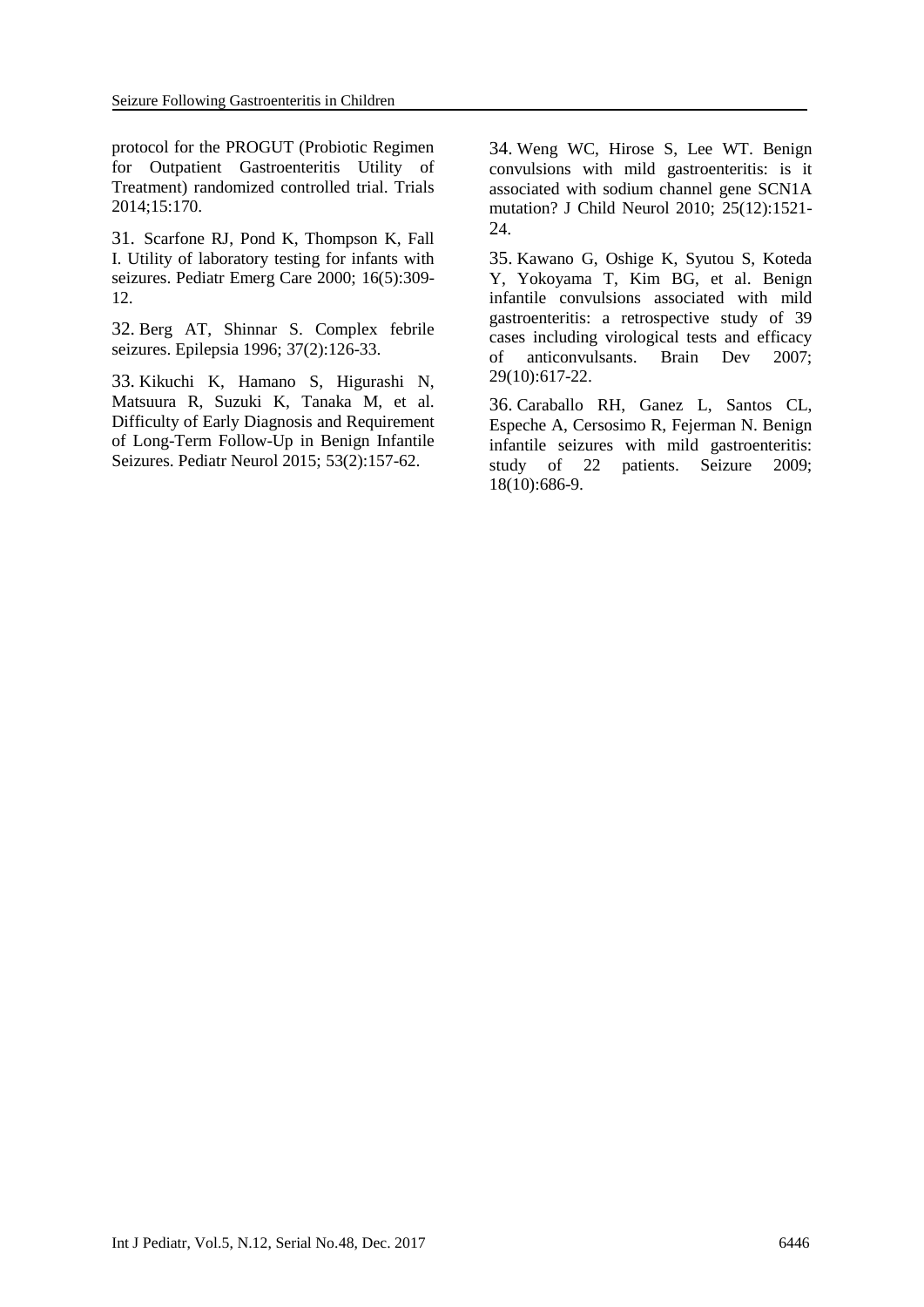protocol for the PROGUT (Probiotic Regimen for Outpatient Gastroenteritis Utility of Treatment) randomized controlled trial. Trials 2014;15:170.

31. Scarfone RJ, Pond K, Thompson K, Fall I. Utility of laboratory testing for infants with seizures. Pediatr Emerg Care 2000; 16(5):309-12.

32. Berg AT, Shinnar S. Complex febrile seizures. Epilepsia 1996; 37(2):126-33.

33. Kikuchi K, Hamano S, Higurashi N, Matsuura R, Suzuki K, Tanaka M, et al. Difficulty of Early Diagnosis and Requirement of Long-Term Follow-Up in Benign Infantile Seizures. Pediatr Neurol 2015; 53(2):157-62.

34. Weng WC, Hirose S, Lee WT. Benign convulsions with mild gastroenteritis: is it associated with sodium channel gene SCN1A mutation? J Child Neurol 2010; 25(12):1521-24.

35. Kawano G, Oshige K, Syutou S, Koteda Y, Yokoyama T, Kim BG, et al. Benign infantile convulsions associated with mild gastroenteritis: a retrospective study of 39 cases including virological tests and efficacy of anticonvulsants. Brain Dev 2007; 29(10):617-22.

36. Caraballo RH, Ganez L, Santos CL, Espeche A, Cersosimo R, Fejerman N. Benign infantile seizures with mild gastroenteritis: study of 22 patients. Seizure 2009; 18(10):686-9.